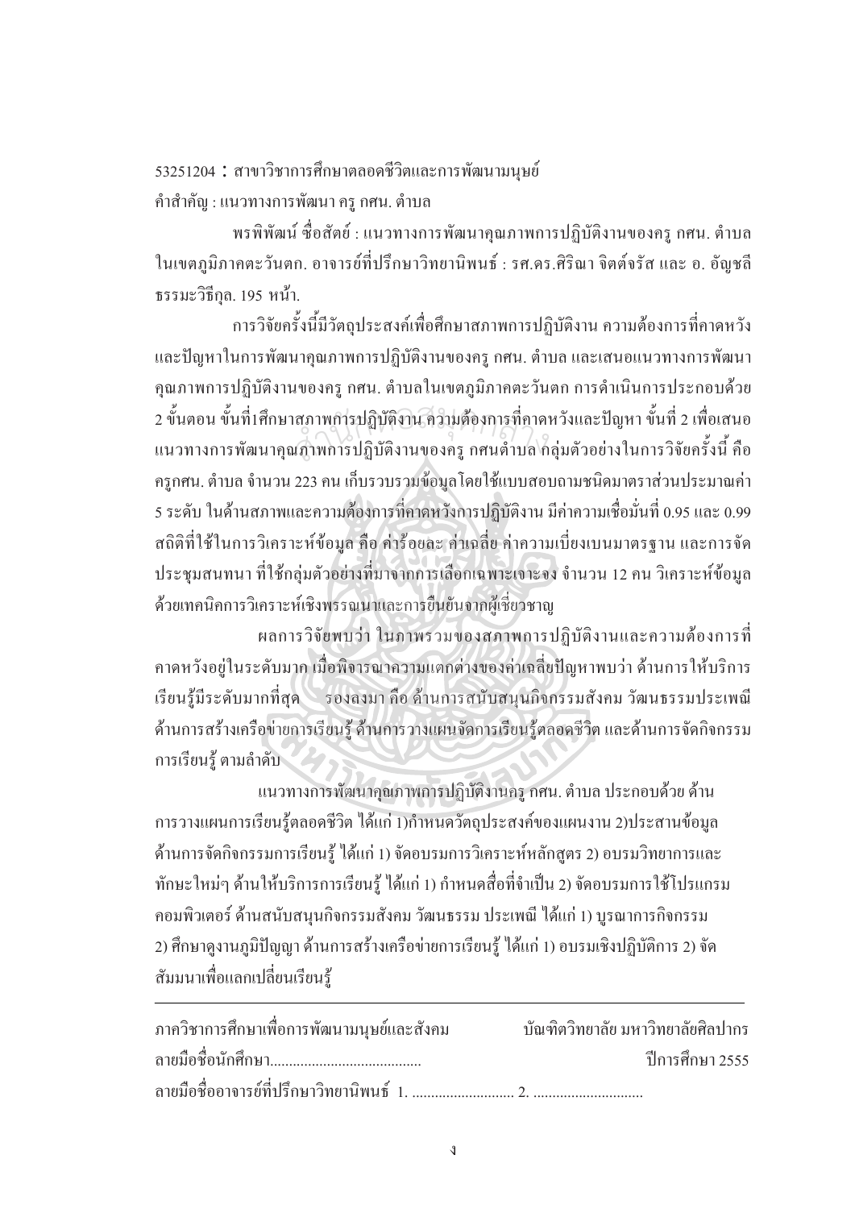53251204 : สาขาวิชาการศึกษาตลอดชีวิตและการพัฒนามนุษย์

คำสำคัญ : แนวทางการพัฒนา ครู กศน. ตำบล

พรพิพัฒน์ ซื่อสัตย์ : แนวทางการพัฒนาคุณภาพการปฏิบัติงานของครู กศน. ตำบล ในเขตภูมิภาคตะวันตก. อาจารย์ที่ปรึกษาวิทยานิพนธ์ : รศ.ดร.ศิริณา จิตต์จรัส และ อ. อัญชลี ธรรมะวิธีกุล. 195 หน้า.

การวิจัยครั้งนี้มีวัตถุประสงค์เพื่อศึกษาสภาพการปฏิบัติงาน ความต้องการที่คาดหวัง และปัญหาในการพัฒนาคุณภาพการปฏิบัติงานของครู กศน. ตำบล และเสนอแนวทางการพัฒนาคุณภาพการปฏิบัติงานของครู กศน. ตำบลในเขตภูมิภาคตะวันตก การดำเนินการประกอบด้วย 2 ขั้นตอน ขั้นที่1ศึกษาสภาพการปฏิบัติงาน ความต้องการที่คาดหวังและปัญหา ขั้นที่ 2 เพื่อเสนอแนวทางการพัฒนาคุณภาพการปฏิบัติงานของครู กศนตำบล กลุ่มตัวอย่างในการวิจัยครั้งนี้ คือ ครูกศน. ตำบล จำนวน 223 คน เก็บรวบรวมข้อมูลโดยใช้แบบสอบถามชนิดมาตราส่วนประมาณค่า 5 ระดับ ในด้านสภาพและความต้องการที่คาดหวังการปฏิบัติงาน มีค่าความเชื่อมั่นที่ 0.95 และ 0.99 สถิติที่ใช้ในการวิเคราะห์ข้อมูล คือ ค่าร้อยละ ค่าเฉลี่ย ค่าความเบี่ยงเบนมาตรฐาน และการจัดประชุมสนทนา ที่ใช้กลุ่มตัวอย่างที่มาจากการเลือกเฉพาะเจาะจง จำนวน 12 คน วิเคราะห์ข้อมูลด้วยเทคนิคการวิเคราะห์เชิงพรรณนาและการยืนยันจากผู้เชี่ยวชาญ

ผลการวิจัยพบว่า ในภาพรวมของสภาพการปฏิบัติงานและความต้องการที่คาดหวังอยู่ในระดับมาก เมื่อพิจารณาความแตกต่างของค่าเฉลี่ยปัญหาพบว่า ด้านการให้บริการเรียนรู้มีระดับมากที่สุด รองลงมา คือ ด้านการสนับสนุนกิจกรรมสังคม วัฒนธรรมประเพณี ด้านการสร้างเครือข่ายการเรียนรู้ ด้านการวางแผนจัดการเรียนรู้ตลอดชีวิต และด้านการจัดกิจกรรมการเรียนรู้ ตามลำดับ

แนวทางการพัฒนาคุณภาพการปฏิบัติงานครู กศน. ตำบล ประกอบด้วย ด้านการวางแผนการเรียนรู้ตลอดชีวิต ได้แก่ 1)กำหนดวัตถุประสงค์ของแผนงาน 2)ประสานข้อมูล ด้านการจัดกิจกรรมการเรียนรู้ ได้แก่ 1) จัดอบรมการวิเคราะห์หลักสูตร 2) อบรมวิทยาการและทักษะใหม่ๆ ด้านให้บริการการเรียนรู้ ได้แก่ 1) กำหนดสื่อที่จำเป็น 2) จัดอบรมการใช้โปรแกรมคอมพิวเตอร์ ด้านสนับสนุนกิจกรรมสังคม วัฒนธรรม ประเพณี ได้แก่ 1) บูรณาการกิจกรรม 2) ศึกษาดูงานภูมิปัญญา ด้านการสร้างเครือข่ายการเรียนรู้ ได้แก่ 1) อบรมเชิงปฏิบัติการ 2) จัดสัมมนาเพื่อแลกเปลี่ยนเรียนรู้

---

ภาควิชาการศึกษาเพื่อการพัฒนามนุษย์และสังคม บัณฑิตวิทยาลัย มหาวิทยาลัยศิลปากร

ลายมือชื่อนักศึกษา........................................ ปีการศึกษา 2555

ลายมือชื่ออาจารย์ที่ปรึกษาวิทยานิพนธ์ 1. ........................... 2. .............................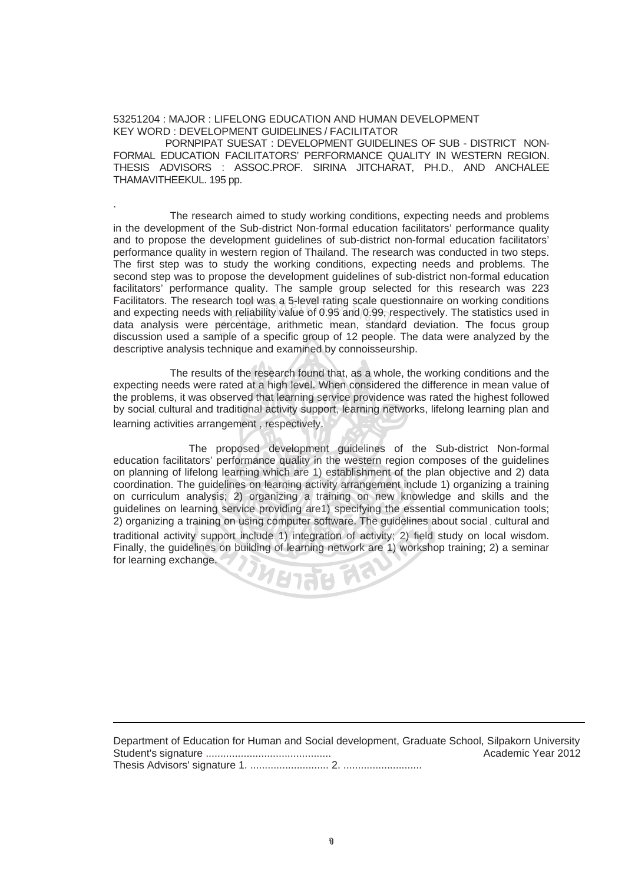53251204 : MAJOR : LIFELONG EDUCATION AND HUMAN DEVELOPMENT
KEY WORD : DEVELOPMENT GUIDELINES / FACILITATOR

PORNPIPAT SUESAT : DEVELOPMENT GUIDELINES OF SUB - DISTRICT NON-FORMAL EDUCATION FACILITATORS' PERFORMANCE QUALITY IN WESTERN REGION. THESIS ADVISORS : ASSOC.PROF. SIRINA JITCHARAT, PH.D., AND ANCHALEE THAMAVITHEEKUL. 195 pp.

.

The research aimed to study working conditions, expecting needs and problems in the development of the Sub-district Non-formal education facilitators' performance quality and to propose the development guidelines of sub-district non-formal education facilitators' performance quality in western region of Thailand. The research was conducted in two steps. The first step was to study the working conditions, expecting needs and problems. The second step was to propose the development guidelines of sub-district non-formal education facilitators' performance quality. The sample group selected for this research was 223 Facilitators. The research tool was a 5-level rating scale questionnaire on working conditions and expecting needs with reliability value of 0.95 and 0.99, respectively. The statistics used in data analysis were percentage, arithmetic mean, standard deviation. The focus group discussion used a sample of a specific group of 12 people. The data were analyzed by the descriptive analysis technique and examined by connoisseurship.

The results of the research found that, as a whole, the working conditions and the expecting needs were rated at a high level. When considered the difference in mean value of the problems, it was observed that learning service providence was rated the highest followed by social, cultural and traditional activity support, learning networks, lifelong learning plan and learning activities arrangement , respectively.

The proposed development guidelines of the Sub-district Non-formal education facilitators' performance quality in the western region composes of the guidelines on planning of lifelong learning which are 1) establishment of the plan objective and 2) data coordination. The guidelines on learning activity arrangement include 1) organizing a training on curriculum analysis; 2) organizing a training on new knowledge and skills and the guidelines on learning service providing are1) specifying the essential communication tools; 2) organizing a training on using computer software. The guidelines about social , cultural and traditional activity support include 1) integration of activity; 2) field study on local wisdom. Finally, the guidelines on building of learning network are 1) workshop training; 2) a seminar for learning exchange.

---

Department of Education for Human and Social development, Graduate School, Silpakorn University
Student's signature ........................................... Academic Year 2012
Thesis Advisors' signature 1. ........................... 2. ...........................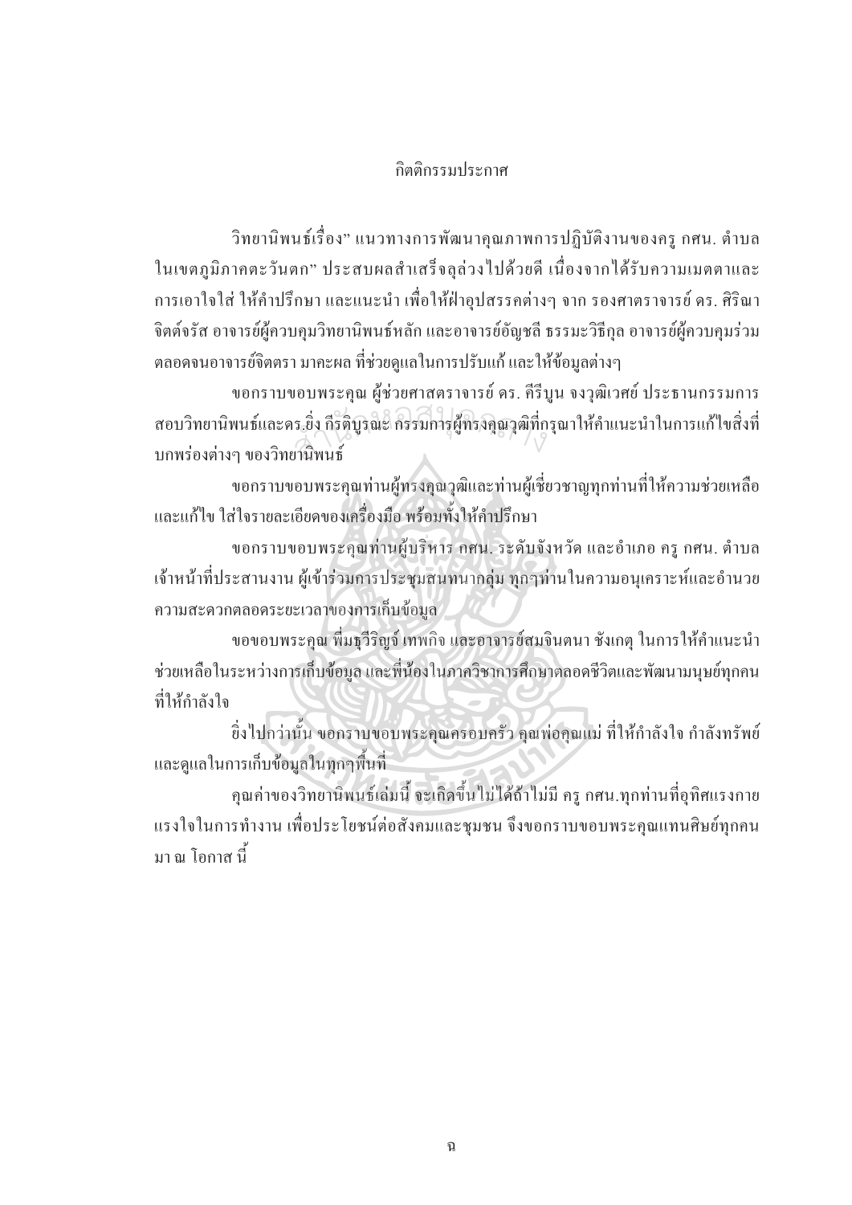# กิตติกรรมประกาศ

วิทยานิพนธ์เรื่อง" แนวทางการพัฒนาคุณภาพการปฏิบัติงานของครู กศน. ตำบล ในเขตภูมิภาคตะวันตก" ประสบผลสำเร็จลุล่วงไปด้วยดี เนื่องจากได้รับความเมตตาและการเอาใจใส่ ให้คำปรึกษา และแนะนำ เพื่อให้ฝ่าอุปสรรคต่างๆ จาก รองศาสตราจารย์ ดร. ศิริณา จิตต์จรัส อาจารย์ผู้ควบคุมวิทยานิพนธ์หลัก และอาจารย์อัญชลี ธรรมะวิธีกุล อาจารย์ผู้ควบคุมร่วม ตลอดจนอาจารย์จิตตรา มาคะผล ที่ช่วยดูแลในการปรับแก้ และให้ข้อมูลต่างๆ

ขอกราบขอบพระคุณ ผู้ช่วยศาสตราจารย์ ดร. คีรีบูน จงวุฒิเวศย์ ประธานกรรมการสอบวิทยานิพนธ์และดร.ยิ่ง กีรติบูรณะ กรรมการผู้ทรงคุณวุฒิที่กรุณาให้คำแนะนำในการแก้ไขสิ่งที่บกพร่องต่างๆ ของวิทยานิพนธ์

ขอกราบขอบพระคุณท่านผู้ทรงคุณวุฒิและท่านผู้เชี่ยวชาญทุกท่านที่ให้ความช่วยเหลือและแก้ไข ใส่ใจรายละเอียดของเครื่องมือ พร้อมทั้งให้คำปรึกษา

ขอกราบขอบพระคุณท่านผู้บริหาร กศน. ระดับจังหวัด และอำเภอ ครู กศน. ตำบล เจ้าหน้าที่ประสานงาน ผู้เข้าร่วมการประชุมสนทนากลุ่ม ทุกๆท่านในความอนุเคราะห์และอำนวยความสะดวกตลอดระยะเวลาของการเก็บข้อมูล

ขอขอบพระคุณ พี่มธุวีริญจ์ เทพกิจ และอาจารย์สมจินตนา ชังเกตุ ในการให้คำแนะนำช่วยเหลือในระหว่างการเก็บข้อมูล และพี่น้องในภาควิชาการศึกษาตลอดชีวิตและพัฒนามนุษย์ทุกคนที่ให้กำลังใจ

ยิ่งไปกว่านั้น ขอกราบขอบพระคุณครอบครัว คุณพ่อคุณแม่ ที่ให้กำลังใจ กำลังทรัพย์ และดูแลในการเก็บข้อมูลในทุกๆพื้นที่

คุณค่าของวิทยานิพนธ์เล่มนี้ จะเกิดขึ้นไม่ได้ถ้าไม่มี ครู กศน.ทุกท่านที่อุทิศแรงกายแรงใจในการทำงาน เพื่อประโยชน์ต่อสังคมและชุมชน จึงขอกราบขอบพระคุณแทนศิษย์ทุกคน มา ณ โอกาส นี้